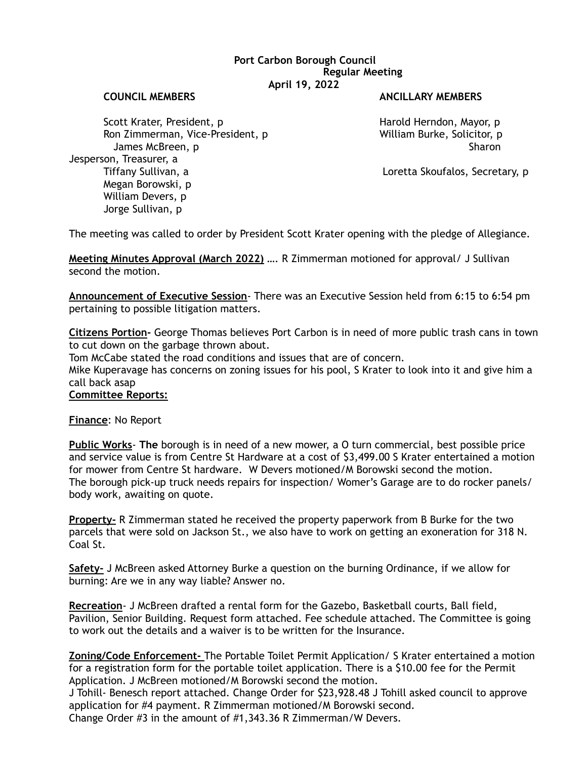**Port Carbon Borough Council**
**Regular Meeting**
**April 19, 2022**

**COUNCIL MEMBERS**

Scott Krater, President, p
Ron Zimmerman, Vice-President, p
James McBreen, p
Tiffany Sullivan, a
Megan Borowski, p
William Devers, p
Jorge Sullivan, p

**ANCILLARY MEMBERS**

Harold Herndon, Mayor, p
William Burke, Solicitor, p
Sharon Jesperson, Treasurer, a
Loretta Skoufalos, Secretary, p

The meeting was called to order by President Scott Krater opening with the pledge of Allegiance.

**Meeting Minutes Approval (March 2022)** …. R Zimmerman motioned for approval/ J Sullivan second the motion.

**Announcement of Executive Session**- There was an Executive Session held from 6:15 to 6:54 pm pertaining to possible litigation matters.

**Citizens Portion-** George Thomas believes Port Carbon is in need of more public trash cans in town to cut down on the garbage thrown about.
Tom McCabe stated the road conditions and issues that are of concern.
Mike Kuperavage has concerns on zoning issues for his pool, S Krater to look into it and give him a call back asap

**Committee Reports:**

**Finance**: No Report

**Public Works**- **The** borough is in need of a new mower, a O turn commercial, best possible price and service value is from Centre St Hardware at a cost of $3,499.00 S Krater entertained a motion for mower from Centre St hardware. W Devers motioned/M Borowski second the motion.
The borough pick-up truck needs repairs for inspection/ Womer's Garage are to do rocker panels/ body work, awaiting on quote.

**Property-** R Zimmerman stated he received the property paperwork from B Burke for the two parcels that were sold on Jackson St., we also have to work on getting an exoneration for 318 N. Coal St.

**Safety-** J McBreen asked Attorney Burke a question on the burning Ordinance, if we allow for burning: Are we in any way liable? Answer no.

**Recreation**- J McBreen drafted a rental form for the Gazebo, Basketball courts, Ball field, Pavilion, Senior Building. Request form attached. Fee schedule attached. The Committee is going to work out the details and a waiver is to be written for the Insurance.

**Zoning/Code Enforcement-** The Portable Toilet Permit Application/ S Krater entertained a motion for a registration form for the portable toilet application. There is a $10.00 fee for the Permit Application. J McBreen motioned/M Borowski second the motion.
J Tohill- Benesch report attached. Change Order for $23,928.48 J Tohill asked council to approve application for #4 payment. R Zimmerman motioned/M Borowski second.
Change Order #3 in the amount of #1,343.36 R Zimmerman/W Devers.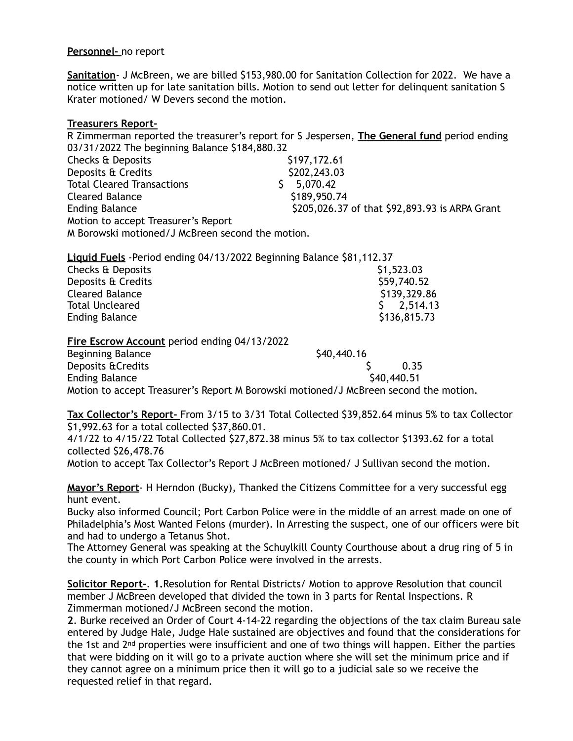**Personnel-** no report

**Sanitation**- J McBreen, we are billed $153,980.00 for Sanitation Collection for 2022. We have a notice written up for late sanitation bills. Motion to send out letter for delinquent sanitation S Krater motioned/ W Devers second the motion.

**Treasurers Report-**

R Zimmerman reported the treasurer's report for S Jespersen, **The General fund** period ending 03/31/2022 The beginning Balance $184,880.32

| | |
|---|---|
| Checks & Deposits | $197,172.61 |
| Deposits & Credits | $202,243.03 |
| Total Cleared Transactions | $ 5,070.42 |
| Cleared Balance | $189,950.74 |
| Ending Balance | $205,026.37 of that $92,893.93 is ARPA Grant |

Motion to accept Treasurer's Report

M Borowski motioned/J McBreen second the motion.

**Liquid Fuels** -Period ending 04/13/2022 Beginning Balance $81,112.37

| | |
|---|---|
| Checks & Deposits | $1,523.03 |
| Deposits & Credits | $59,740.52 |
| Cleared Balance | $139,329.86 |
| Total Uncleared | $ 2,514.13 |
| Ending Balance | $136,815.73 |

**Fire Escrow Account** period ending 04/13/2022

| | |
|---|---|
| Beginning Balance | $40,440.16 |
| Deposits &Credits | $ 0.35 |
| Ending Balance | $40,440.51 |

Motion to accept Treasurer's Report M Borowski motioned/J McBreen second the motion.

**Tax Collector's Report-** From 3/15 to 3/31 Total Collected $39,852.64 minus 5% to tax Collector $1,992.63 for a total collected $37,860.01.

4/1/22 to 4/15/22 Total Collected $27,872.38 minus 5% to tax collector $1393.62 for a total collected $26,478.76

Motion to accept Tax Collector's Report J McBreen motioned/ J Sullivan second the motion.

**Mayor's Report**- H Herndon (Bucky), Thanked the Citizens Committee for a very successful egg hunt event.

Bucky also informed Council; Port Carbon Police were in the middle of an arrest made on one of Philadelphia's Most Wanted Felons (murder). In Arresting the suspect, one of our officers were bit and had to undergo a Tetanus Shot.

The Attorney General was speaking at the Schuylkill County Courthouse about a drug ring of 5 in the county in which Port Carbon Police were involved in the arrests.

**Solicitor Report-**. **1.**Resolution for Rental Districts/ Motion to approve Resolution that council member J McBreen developed that divided the town in 3 parts for Rental Inspections. R Zimmerman motioned/J McBreen second the motion.

**2**. Burke received an Order of Court 4-14-22 regarding the objections of the tax claim Bureau sale entered by Judge Hale, Judge Hale sustained are objectives and found that the considerations for the 1st and 2nd properties were insufficient and one of two things will happen. Either the parties that were bidding on it will go to a private auction where she will set the minimum price and if they cannot agree on a minimum price then it will go to a judicial sale so we receive the requested relief in that regard.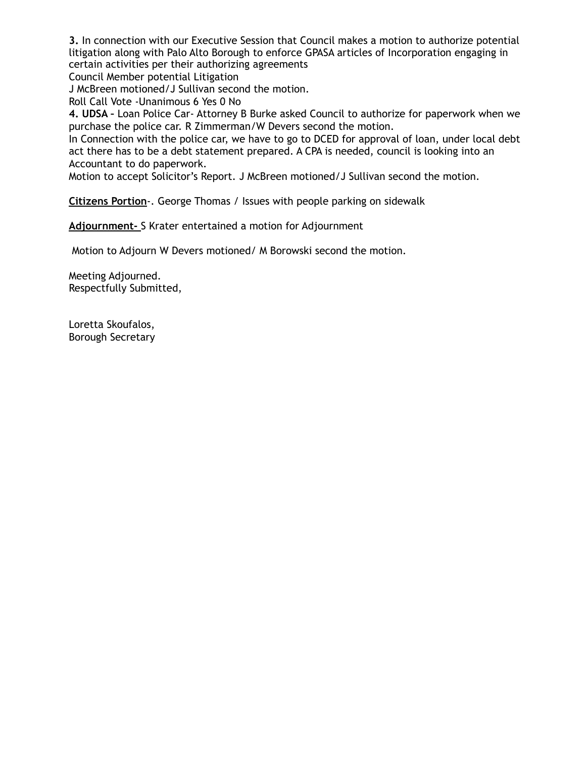**3.** In connection with our Executive Session that Council makes a motion to authorize potential litigation along with Palo Alto Borough to enforce GPASA articles of Incorporation engaging in certain activities per their authorizing agreements
Council Member potential Litigation
J McBreen motioned/J Sullivan second the motion.
Roll Call Vote -Unanimous 6 Yes 0 No
**4. UDSA –** Loan Police Car- Attorney B Burke asked Council to authorize for paperwork when we purchase the police car. R Zimmerman/W Devers second the motion.
In Connection with the police car, we have to go to DCED for approval of loan, under local debt act there has to be a debt statement prepared. A CPA is needed, council is looking into an Accountant to do paperwork.
Motion to accept Solicitor's Report. J McBreen motioned/J Sullivan second the motion.

**Citizens Portion**-. George Thomas / Issues with people parking on sidewalk

**Adjournment-** S Krater entertained a motion for Adjournment

Motion to Adjourn W Devers motioned/ M Borowski second the motion.

Meeting Adjourned.
Respectfully Submitted,

Loretta Skoufalos,
Borough Secretary